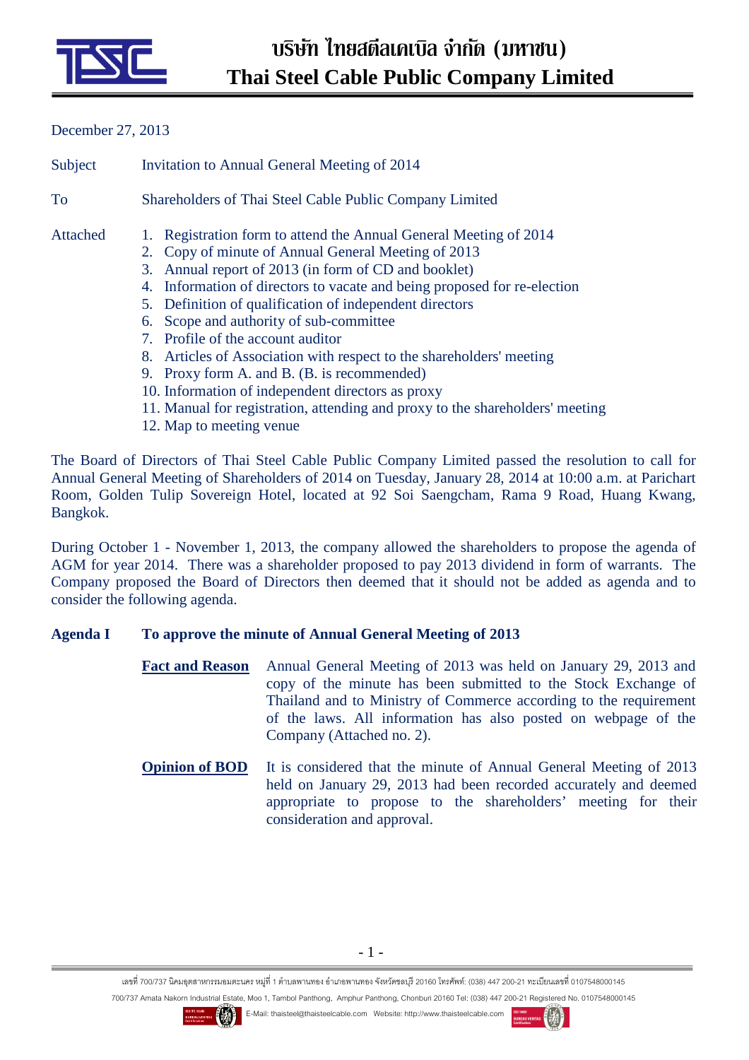# บริษัท ไทยสตีลเคเบิล จำกัด (มหาชน)
# Thai Steel Cable Public Company Limited

December 27, 2013

Subject Invitation to Annual General Meeting of 2014

To Shareholders of Thai Steel Cable Public Company Limited

Attached
1. Registration form to attend the Annual General Meeting of 2014
2. Copy of minute of Annual General Meeting of 2013
3. Annual report of 2013 (in form of CD and booklet)
4. Information of directors to vacate and being proposed for re-election
5. Definition of qualification of independent directors
6. Scope and authority of sub-committee
7. Profile of the account auditor
8. Articles of Association with respect to the shareholders' meeting
9. Proxy form A. and B. (B. is recommended)
10. Information of independent directors as proxy
11. Manual for registration, attending and proxy to the shareholders' meeting
12. Map to meeting venue

The Board of Directors of Thai Steel Cable Public Company Limited passed the resolution to call for Annual General Meeting of Shareholders of 2014 on Tuesday, January 28, 2014 at 10:00 a.m. at Parichart Room, Golden Tulip Sovereign Hotel, located at 92 Soi Saengcham, Rama 9 Road, Huang Kwang, Bangkok.

During October 1 - November 1, 2013, the company allowed the shareholders to propose the agenda of AGM for year 2014. There was a shareholder proposed to pay 2013 dividend in form of warrants. The Company proposed the Board of Directors then deemed that it should not be added as agenda and to consider the following agenda.

**Agenda I To approve the minute of Annual General Meeting of 2013**

**Fact and Reason** Annual General Meeting of 2013 was held on January 29, 2013 and copy of the minute has been submitted to the Stock Exchange of Thailand and to Ministry of Commerce according to the requirement of the laws. All information has also posted on webpage of the Company (Attached no. 2).

**Opinion of BOD** It is considered that the minute of Annual General Meeting of 2013 held on January 29, 2013 had been recorded accurately and deemed appropriate to propose to the shareholders' meeting for their consideration and approval.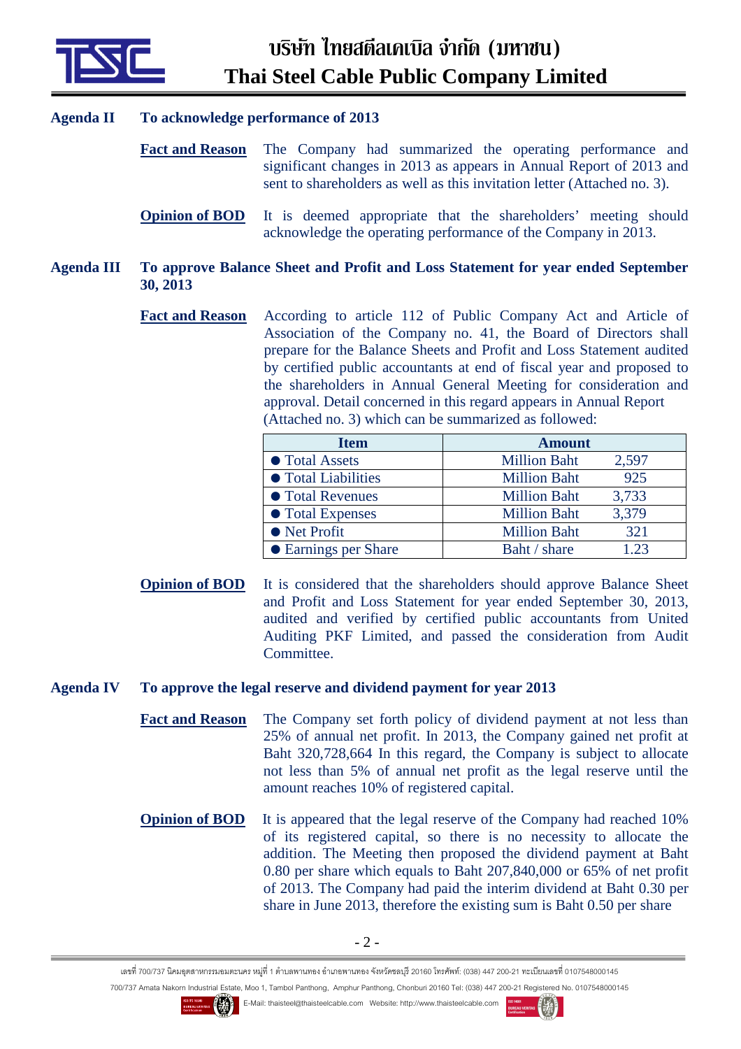## Agenda II To acknowledge performance of 2013

**Fact and Reason** The Company had summarized the operating performance and significant changes in 2013 as appears in Annual Report of 2013 and sent to shareholders as well as this invitation letter (Attached no. 3).

**Opinion of BOD** It is deemed appropriate that the shareholders' meeting should acknowledge the operating performance of the Company in 2013.

## Agenda III To approve Balance Sheet and Profit and Loss Statement for year ended September 30, 2013

**Fact and Reason** According to article 112 of Public Company Act and Article of Association of the Company no. 41, the Board of Directors shall prepare for the Balance Sheets and Profit and Loss Statement audited by certified public accountants at end of fiscal year and proposed to the shareholders in Annual General Meeting for consideration and approval. Detail concerned in this regard appears in Annual Report (Attached no. 3) which can be summarized as followed:

| Item | Amount | |
|---|---|---|
| ● Total Assets | Million Baht | 2,597 |
| ● Total Liabilities | Million Baht | 925 |
| ● Total Revenues | Million Baht | 3,733 |
| ● Total Expenses | Million Baht | 3,379 |
| ● Net Profit | Million Baht | 321 |
| ● Earnings per Share | Baht / share | 1.23 |

**Opinion of BOD** It is considered that the shareholders should approve Balance Sheet and Profit and Loss Statement for year ended September 30, 2013, audited and verified by certified public accountants from United Auditing PKF Limited, and passed the consideration from Audit Committee.

## Agenda IV To approve the legal reserve and dividend payment for year 2013

**Fact and Reason** The Company set forth policy of dividend payment at not less than 25% of annual net profit. In 2013, the Company gained net profit at Baht 320,728,664 In this regard, the Company is subject to allocate not less than 5% of annual net profit as the legal reserve until the amount reaches 10% of registered capital.

**Opinion of BOD** It is appeared that the legal reserve of the Company had reached 10% of its registered capital, so there is no necessity to allocate the addition. The Meeting then proposed the dividend payment at Baht 0.80 per share which equals to Baht 207,840,000 or 65% of net profit of 2013. The Company had paid the interim dividend at Baht 0.30 per share in June 2013, therefore the existing sum is Baht 0.50 per share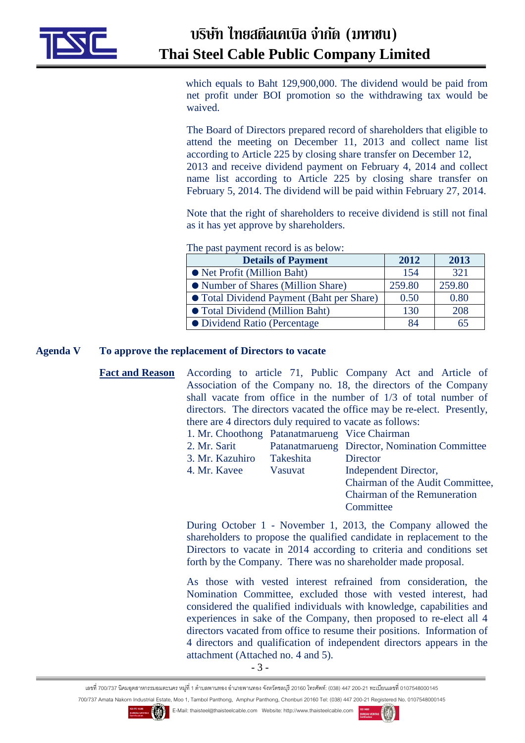which equals to Baht 129,900,000. The dividend would be paid from net profit under BOI promotion so the withdrawing tax would be waived.

The Board of Directors prepared record of shareholders that eligible to attend the meeting on December 11, 2013 and collect name list according to Article 225 by closing share transfer on December 12, 2013 and receive dividend payment on February 4, 2014 and collect name list according to Article 225 by closing share transfer on February 5, 2014. The dividend will be paid within February 27, 2014.

Note that the right of shareholders to receive dividend is still not final as it has yet approve by shareholders.

The past payment record is as below:

| Details of Payment | 2012 | 2013 |
|---|---|---|
| ● Net Profit (Million Baht) | 154 | 321 |
| ● Number of Shares (Million Share) | 259.80 | 259.80 |
| ● Total Dividend Payment (Baht per Share) | 0.50 | 0.80 |
| ● Total Dividend (Million Baht) | 130 | 208 |
| ● Dividend Ratio (Percentage | 84 | 65 |

## Agenda V To approve the replacement of Directors to vacate

**Fact and Reason** According to article 71, Public Company Act and Article of Association of the Company no. 18, the directors of the Company shall vacate from office in the number of 1/3 of total number of directors. The directors vacated the office may be re-elect. Presently, there are 4 directors duly required to vacate as follows:

| | | |
|---|---|---|
| 1. Mr. Choothong | Patanatmarueng | Vice Chairman |
| 2. Mr. Sarit | Patanatmarueng | Director, Nomination Committee |
| 3. Mr. Kazuhiro | Takeshita | Director |
| 4. Mr. Kavee | Vasuvat | Independent Director, Chairman of the Audit Committee, Chairman of the Remuneration Committee |

During October 1 - November 1, 2013, the Company allowed the shareholders to propose the qualified candidate in replacement to the Directors to vacate in 2014 according to criteria and conditions set forth by the Company. There was no shareholder made proposal.

As those with vested interest refrained from consideration, the Nomination Committee, excluded those with vested interest, had considered the qualified individuals with knowledge, capabilities and experiences in sake of the Company, then proposed to re-elect all 4 directors vacated from office to resume their positions. Information of 4 directors and qualification of independent directors appears in the attachment (Attached no. 4 and 5).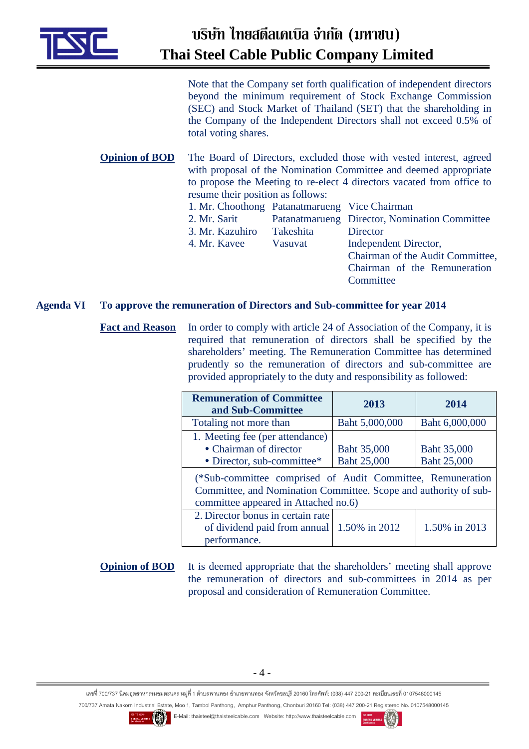Note that the Company set forth qualification of independent directors beyond the minimum requirement of Stock Exchange Commission (SEC) and Stock Market of Thailand (SET) that the shareholding in the Company of the Independent Directors shall not exceed 0.5% of total voting shares.

**Opinion of BOD** The Board of Directors, excluded those with vested interest, agreed with proposal of the Nomination Committee and deemed appropriate to propose the Meeting to re-elect 4 directors vacated from office to resume their position as follows:

1. Mr. Choothong Patanatmarueng Vice Chairman
2. Mr. Sarit Patanatmarueng Director, Nomination Committee
3. Mr. Kazuhiro Takeshita Director
4. Mr. Kavee Vasuvat Independent Director, Chairman of the Audit Committee, Chairman of the Remuneration Committee

### Agenda VI To approve the remuneration of Directors and Sub-committee for year 2014

**Fact and Reason** In order to comply with article 24 of Association of the Company, it is required that remuneration of directors shall be specified by the shareholders' meeting. The Remuneration Committee has determined prudently so the remuneration of directors and sub-committee are provided appropriately to the duty and responsibility as followed:

| Remuneration of Committee and Sub-Committee | 2013 | 2014 |
|---|---|---|
| Totaling not more than | Baht 5,000,000 | Baht 6,000,000 |
| 1. Meeting fee (per attendance)<br>• Chairman of director<br>• Director, sub-committee* | <br>Baht 35,000<br>Baht 25,000 | <br>Baht 35,000<br>Baht 25,000 |
| (*Sub-committee comprised of Audit Committee, Remuneration Committee, and Nomination Committee. Scope and authority of sub-committee appeared in Attached no.6) | | |
| 2. Director bonus in certain rate of dividend paid from annual performance. | 1.50% in 2012 | 1.50% in 2013 |

**Opinion of BOD** It is deemed appropriate that the shareholders' meeting shall approve the remuneration of directors and sub-committees in 2014 as per proposal and consideration of Remuneration Committee.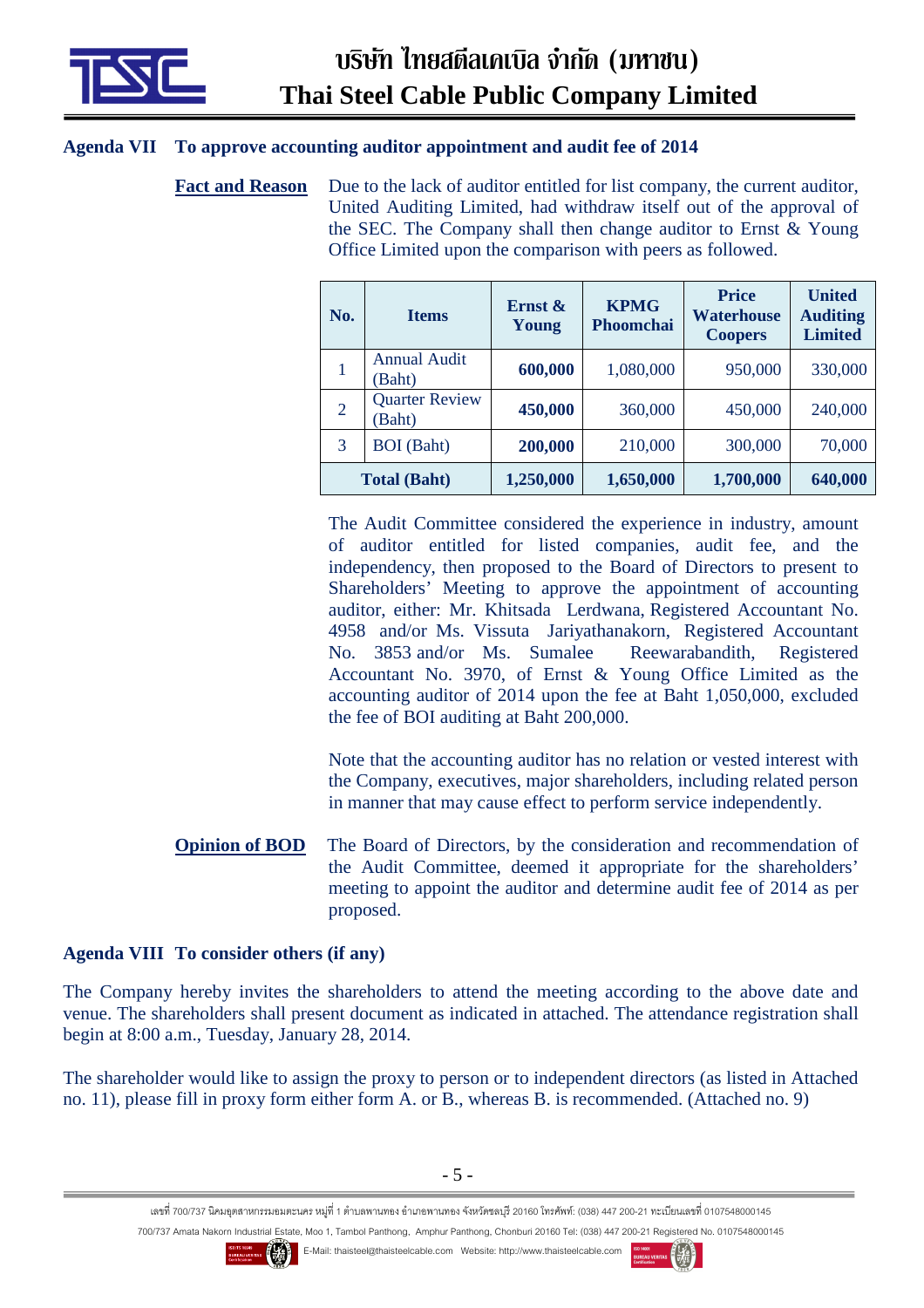## Agenda VII To approve accounting auditor appointment and audit fee of 2014

**Fact and Reason** Due to the lack of auditor entitled for list company, the current auditor, United Auditing Limited, had withdraw itself out of the approval of the SEC. The Company shall then change auditor to Ernst & Young Office Limited upon the comparison with peers as followed.

| No. | Items | Ernst & Young | KPMG Phoomchai | Price Waterhouse Coopers | United Auditing Limited |
|---|---|---|---|---|---|
| 1 | Annual Audit (Baht) | **600,000** | 1,080,000 | 950,000 | 330,000 |
| 2 | Quarter Review (Baht) | **450,000** | 360,000 | 450,000 | 240,000 |
| 3 | BOI (Baht) | **200,000** | 210,000 | 300,000 | 70,000 |
| **Total (Baht)** | | **1,250,000** | **1,650,000** | **1,700,000** | **640,000** |

The Audit Committee considered the experience in industry, amount of auditor entitled for listed companies, audit fee, and the independency, then proposed to the Board of Directors to present to Shareholders' Meeting to approve the appointment of accounting auditor, either: Mr. Khitsada Lerdwana, Registered Accountant No. 4958 and/or Ms. Vissuta Jariyathanakorn, Registered Accountant No. 3853 and/or Ms. Sumalee Reewarabandith, Registered Accountant No. 3970, of Ernst & Young Office Limited as the accounting auditor of 2014 upon the fee at Baht 1,050,000, excluded the fee of BOI auditing at Baht 200,000.

Note that the accounting auditor has no relation or vested interest with the Company, executives, major shareholders, including related person in manner that may cause effect to perform service independently.

**Opinion of BOD** The Board of Directors, by the consideration and recommendation of the Audit Committee, deemed it appropriate for the shareholders' meeting to appoint the auditor and determine audit fee of 2014 as per proposed.

## Agenda VIII To consider others (if any)

The Company hereby invites the shareholders to attend the meeting according to the above date and venue. The shareholders shall present document as indicated in attached. The attendance registration shall begin at 8:00 a.m., Tuesday, January 28, 2014.

The shareholder would like to assign the proxy to person or to independent directors (as listed in Attached no. 11), please fill in proxy form either form A. or B., whereas B. is recommended. (Attached no. 9)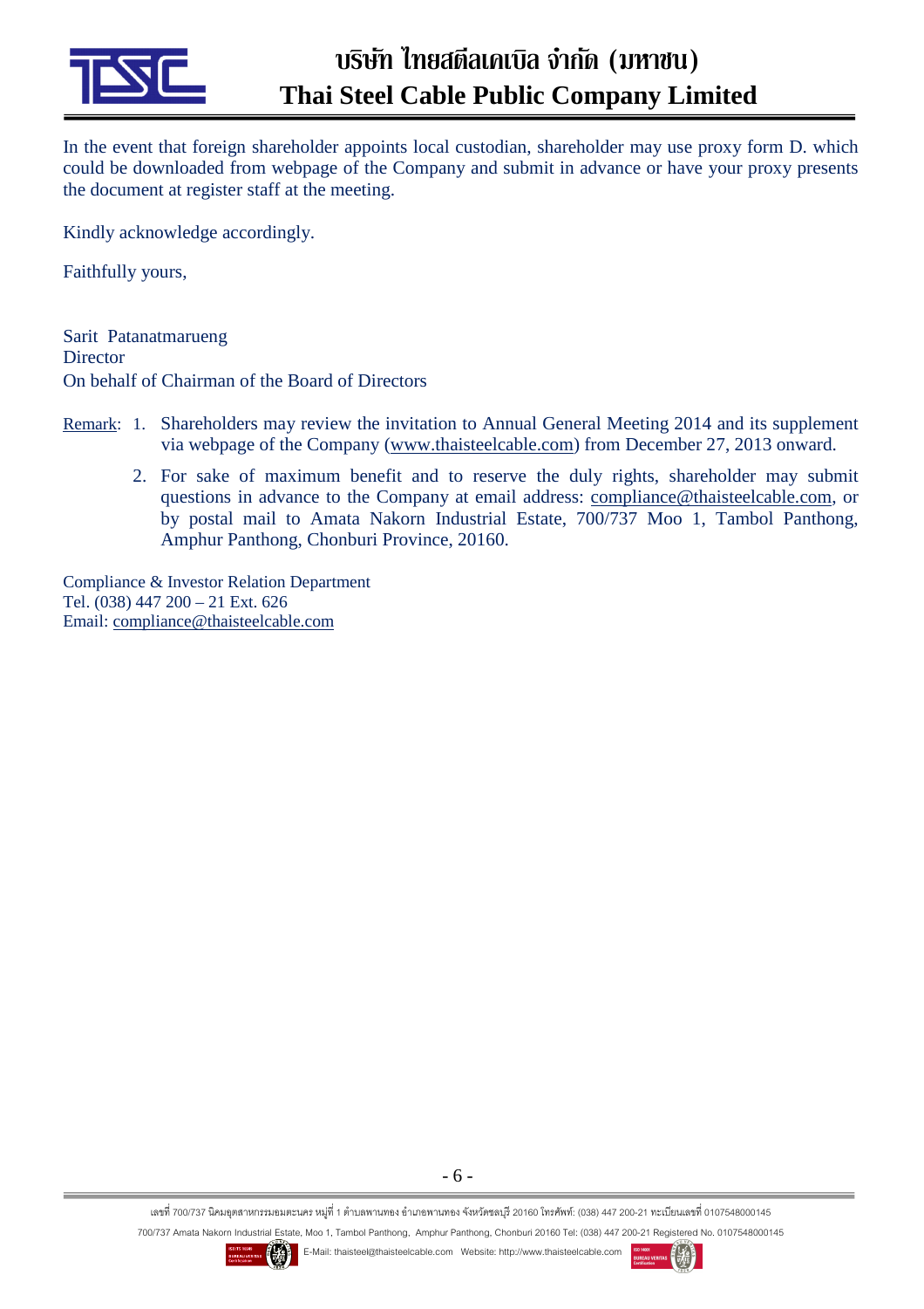In the event that foreign shareholder appoints local custodian, shareholder may use proxy form D. which could be downloaded from webpage of the Company and submit in advance or have your proxy presents the document at register staff at the meeting.

Kindly acknowledge accordingly.

Faithfully yours,

Sarit Patanatmarueng
Director
On behalf of Chairman of the Board of Directors

Remark: 1. Shareholders may review the invitation to Annual General Meeting 2014 and its supplement via webpage of the Company (www.thaisteelcable.com) from December 27, 2013 onward.

2. For sake of maximum benefit and to reserve the duly rights, shareholder may submit questions in advance to the Company at email address: compliance@thaisteelcable.com, or by postal mail to Amata Nakorn Industrial Estate, 700/737 Moo 1, Tambol Panthong, Amphur Panthong, Chonburi Province, 20160.

Compliance & Investor Relation Department
Tel. (038) 447 200 – 21 Ext. 626
Email: compliance@thaisteelcable.com